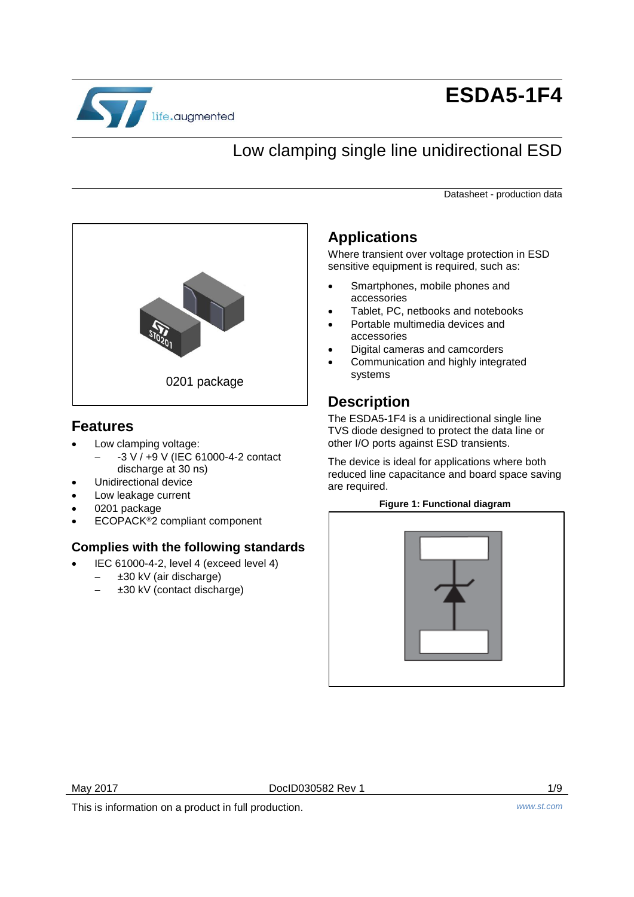# ESDA5-1F4

## Low clamping single line unidirectional ESD

Datasheet - production data

0201 package

## Features

- Low clamping voltage:
  - -3 V / +9 V (IEC 61000-4-2 contact discharge at 30 ns)
- Unidirectional device
- Low leakage current
- 0201 package
- ECOPACK®2 compliant component

### Complies with the following standards

- IEC 61000-4-2, level 4 (exceed level 4)
  - ±30 kV (air discharge)
  - ±30 kV (contact discharge)

## Applications

Where transient over voltage protection in ESD sensitive equipment is required, such as:

- Smartphones, mobile phones and accessories
- Tablet, PC, netbooks and notebooks
- Portable multimedia devices and accessories
- Digital cameras and camcorders
- Communication and highly integrated systems

## Description

The ESDA5-1F4 is a unidirectional single line TVS diode designed to protect the data line or other I/O ports against ESD transients.

The device is ideal for applications where both reduced line capacitance and board space saving are required.

**Figure 1: Functional diagram**

This is information on a product in full production.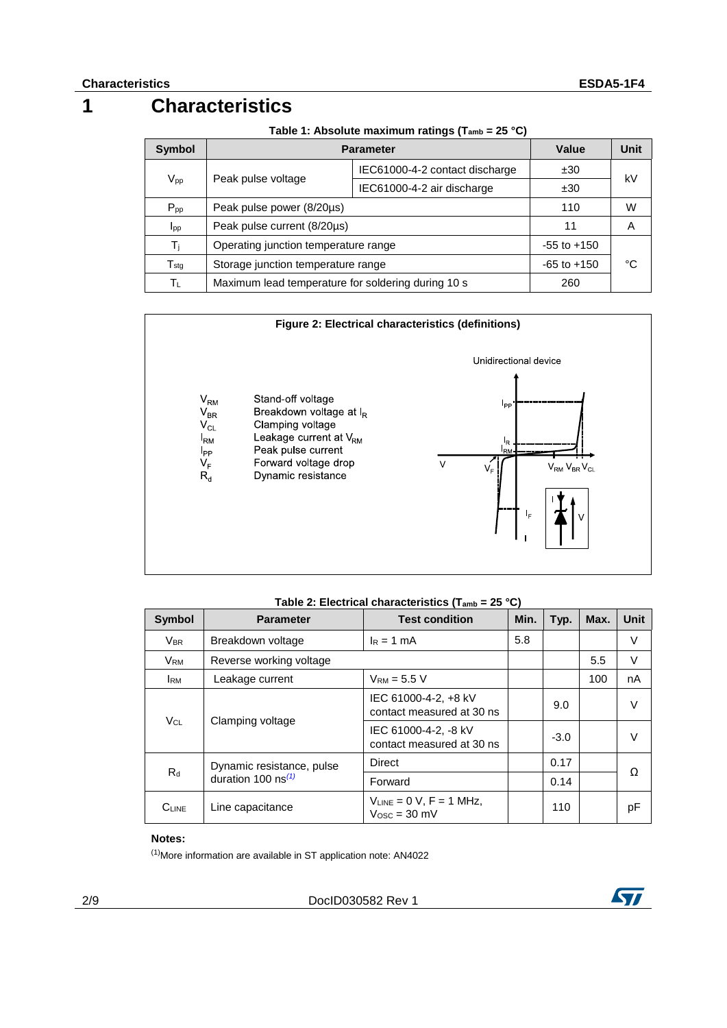# 1 Characteristics

**Table 1: Absolute maximum ratings ($T_{amb}$ = 25 °C)**

| Symbol | Parameter | | Value | Unit |
|---|---|---|---|---|
| $V_{pp}$ | Peak pulse voltage | IEC61000-4-2 contact discharge | ±30 | kV |
| | | IEC61000-4-2 air discharge | ±30 | |
| $P_{pp}$ | Peak pulse power (8/20µs) | | 110 | W |
| $I_{pp}$ | Peak pulse current (8/20µs) | | 11 | A |
| $T_j$ | Operating junction temperature range | | -55 to +150 | °C |
| $T_{stg}$ | Storage junction temperature range | | -65 to +150 | |
| $T_L$ | Maximum lead temperature for soldering during 10 s | | 260 | |

**Figure 2: Electrical characteristics (definitions)**

- $V_{RM}$ Stand-off voltage
- $V_{BR}$ Breakdown voltage at $I_R$
- $V_{CL}$ Clamping voltage
- $I_{RM}$ Leakage current at $V_{RM}$
- $I_{PP}$ Peak pulse current
- $V_F$ Forward voltage drop
- $R_d$ Dynamic resistance

Unidirectional device

**Table 2: Electrical characteristics ($T_{amb}$ = 25 °C)**

| Symbol | Parameter | Test condition | Min. | Typ. | Max. | Unit |
|---|---|---|---|---|---|---|
| $V_{BR}$ | Breakdown voltage | $I_R$ = 1 mA | 5.8 | | | V |
| $V_{RM}$ | Reverse working voltage | | | | 5.5 | V |
| $I_{RM}$ | Leakage current | $V_{RM}$ = 5.5 V | | | 100 | nA |
| $V_{CL}$ | Clamping voltage | IEC 61000-4-2, +8 kV contact measured at 30 ns | | 9.0 | | V |
| | | IEC 61000-4-2, -8 kV contact measured at 30 ns | | -3.0 | | V |
| $R_d$ | Dynamic resistance, pulse duration 100 ns(1) | Direct | | 0.17 | | Ω |
| | | Forward | | 0.14 | | |
| $C_{LINE}$ | Line capacitance | $V_{LINE}$ = 0 V, F = 1 MHz, $V_{OSC}$ = 30 mV | | 110 | | pF |

**Notes:**

(1)More information are available in ST application note: AN4022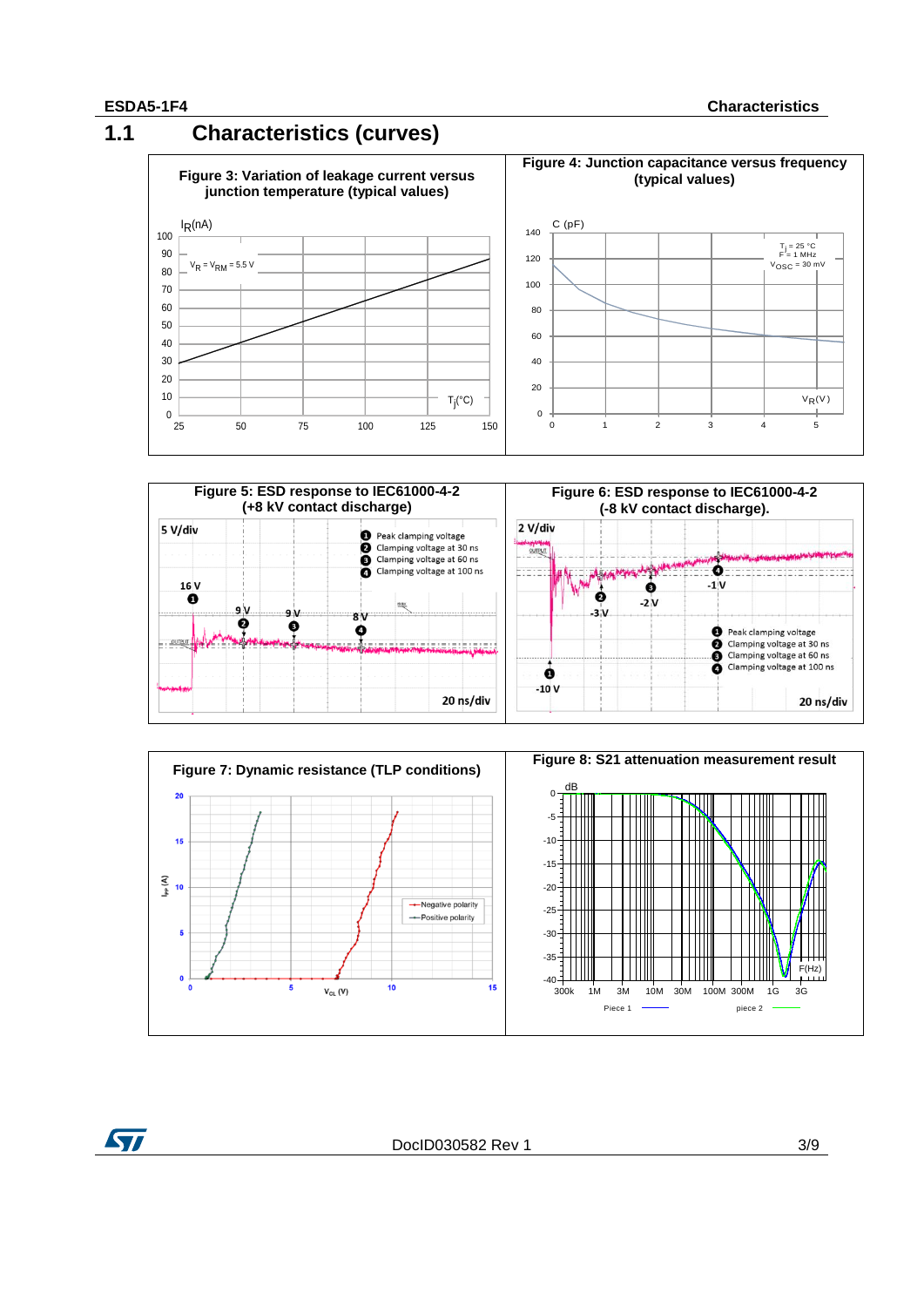## 1.1 Characteristics (curves)

**Figure 3: Variation of leakage current versus junction temperature (typical values)**

$I_R$(nA)

$V_R = V_{RM} = 5.5$ V

$T_j$(°C)

**Figure 4: Junction capacitance versus frequency (typical values)**

C (pF)

$T_j = 25$ °C
F = 1 MHz
$V_{OSC} = 30$ mV

$V_R$(V)

**Figure 5: ESD response to IEC61000-4-2 (+8 kV contact discharge)**

5 V/div

1. Peak clamping voltage
2. Clamping voltage at 30 ns
3. Clamping voltage at 60 ns
4. Clamping voltage at 100 ns

16 V (1), 9 V (2), 9 V (3), 8 V (4)

20 ns/div

**Figure 6: ESD response to IEC61000-4-2 (-8 kV contact discharge).**

2 V/div

1. Peak clamping voltage
2. Clamping voltage at 30 ns
3. Clamping voltage at 60 ns
4. Clamping voltage at 100 ns

-10 V (1), -3 V (2), -2 V (3), -1 V (4)

20 ns/div

**Figure 7: Dynamic resistance (TLP conditions)**

$I_{pp}$ (A)

$V_{CL}$ (V)

Negative polarity
Positive polarity

**Figure 8: S21 attenuation measurement result**

dB

F(Hz)

Piece 1
piece 2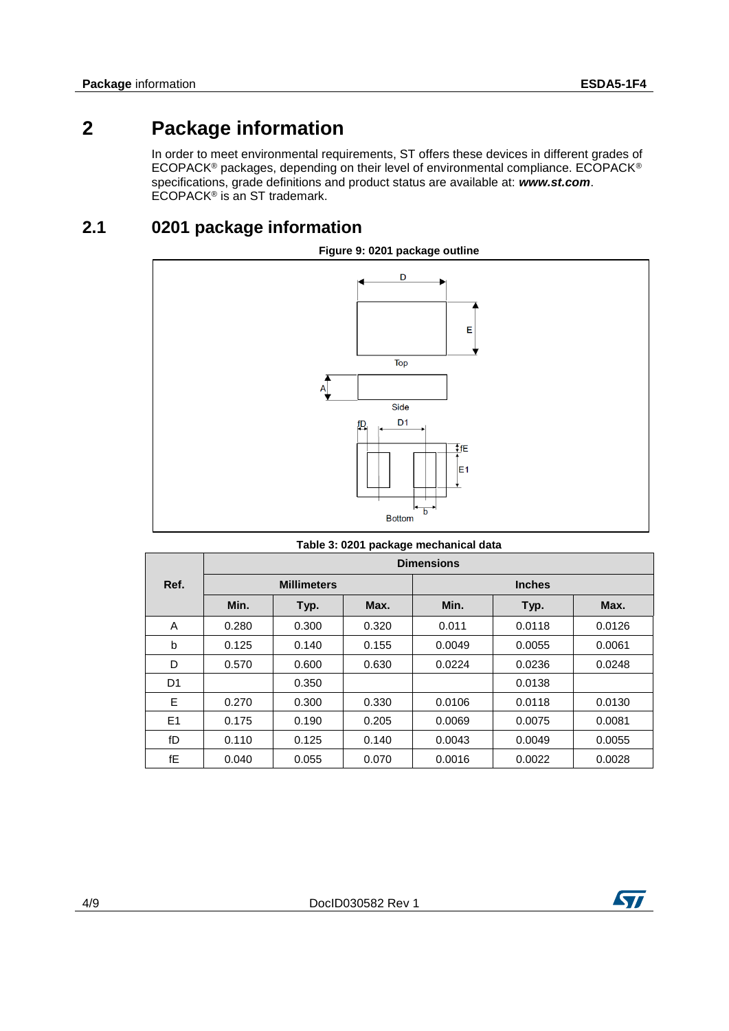# 2 Package information

In order to meet environmental requirements, ST offers these devices in different grades of ECOPACK® packages, depending on their level of environmental compliance. ECOPACK® specifications, grade definitions and product status are available at: ***www.st.com***. ECOPACK® is an ST trademark.

## 2.1 0201 package information

**Figure 9: 0201 package outline**

**Table 3: 0201 package mechanical data**

| Ref. | Dimensions | | | | | |
|---|---|---|---|---|---|---|
| | Millimeters | | | Inches | | |
| | Min. | Typ. | Max. | Min. | Typ. | Max. |
| A | 0.280 | 0.300 | 0.320 | 0.011 | 0.0118 | 0.0126 |
| b | 0.125 | 0.140 | 0.155 | 0.0049 | 0.0055 | 0.0061 |
| D | 0.570 | 0.600 | 0.630 | 0.0224 | 0.0236 | 0.0248 |
| D1 | | 0.350 | | | 0.0138 | |
| E | 0.270 | 0.300 | 0.330 | 0.0106 | 0.0118 | 0.0130 |
| E1 | 0.175 | 0.190 | 0.205 | 0.0069 | 0.0075 | 0.0081 |
| fD | 0.110 | 0.125 | 0.140 | 0.0043 | 0.0049 | 0.0055 |
| fE | 0.040 | 0.055 | 0.070 | 0.0016 | 0.0022 | 0.0028 |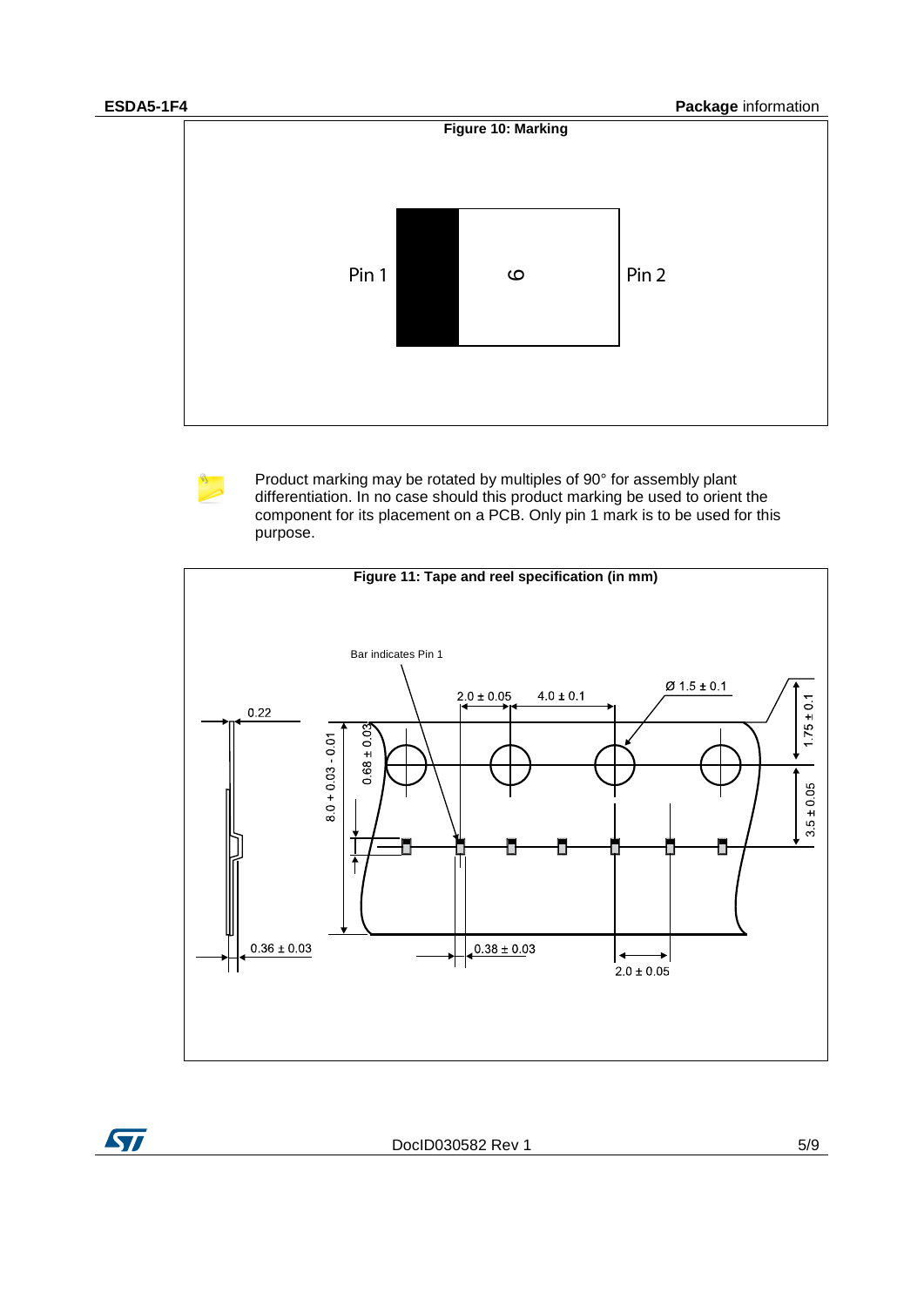**Figure 10: Marking**

Pin 1 | 6 | Pin 2

Product marking may be rotated by multiples of 90° for assembly plant differentiation. In no case should this product marking be used to orient the component for its placement on a PCB. Only pin 1 mark is to be used for this purpose.

**Figure 11: Tape and reel specification (in mm)**

Bar indicates Pin 1

2.0 ± 0.05 | 4.0 ± 0.1 | Ø 1.5 ± 0.1 | 1.75 ± 0.1 | 3.5 ± 0.05 | 0.22 | 8.0 + 0.03 - 0.01 | 0.68 ± 0.03 | 0.36 ± 0.03 | 0.38 ± 0.03 | 2.0 ± 0.05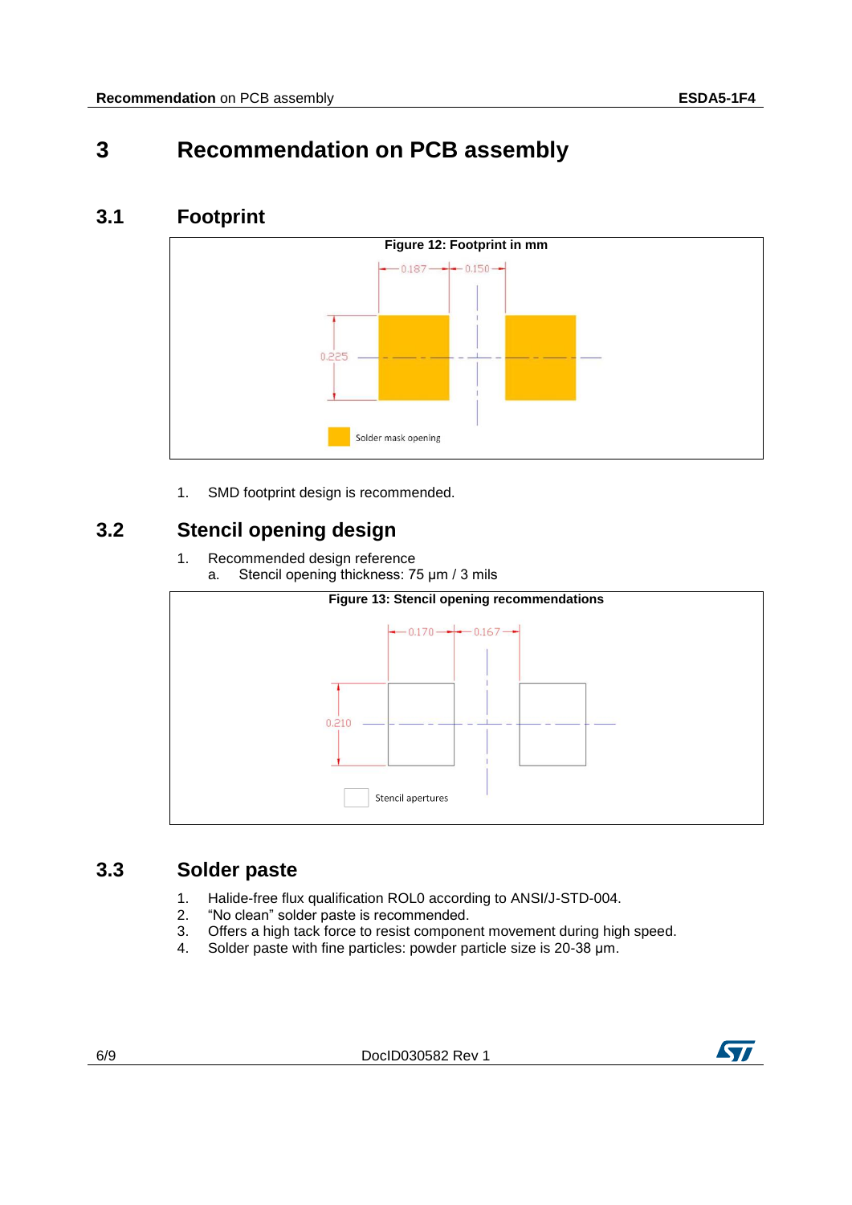# 3 Recommendation on PCB assembly

## 3.1 Footprint

**Figure 12: Footprint in mm**

1. SMD footprint design is recommended.

## 3.2 Stencil opening design

1. Recommended design reference
   a. Stencil opening thickness: 75 µm / 3 mils

**Figure 13: Stencil opening recommendations**

## 3.3 Solder paste

1. Halide-free flux qualification ROL0 according to ANSI/J-STD-004.
2. "No clean" solder paste is recommended.
3. Offers a high tack force to resist component movement during high speed.
4. Solder paste with fine particles: powder particle size is 20-38 µm.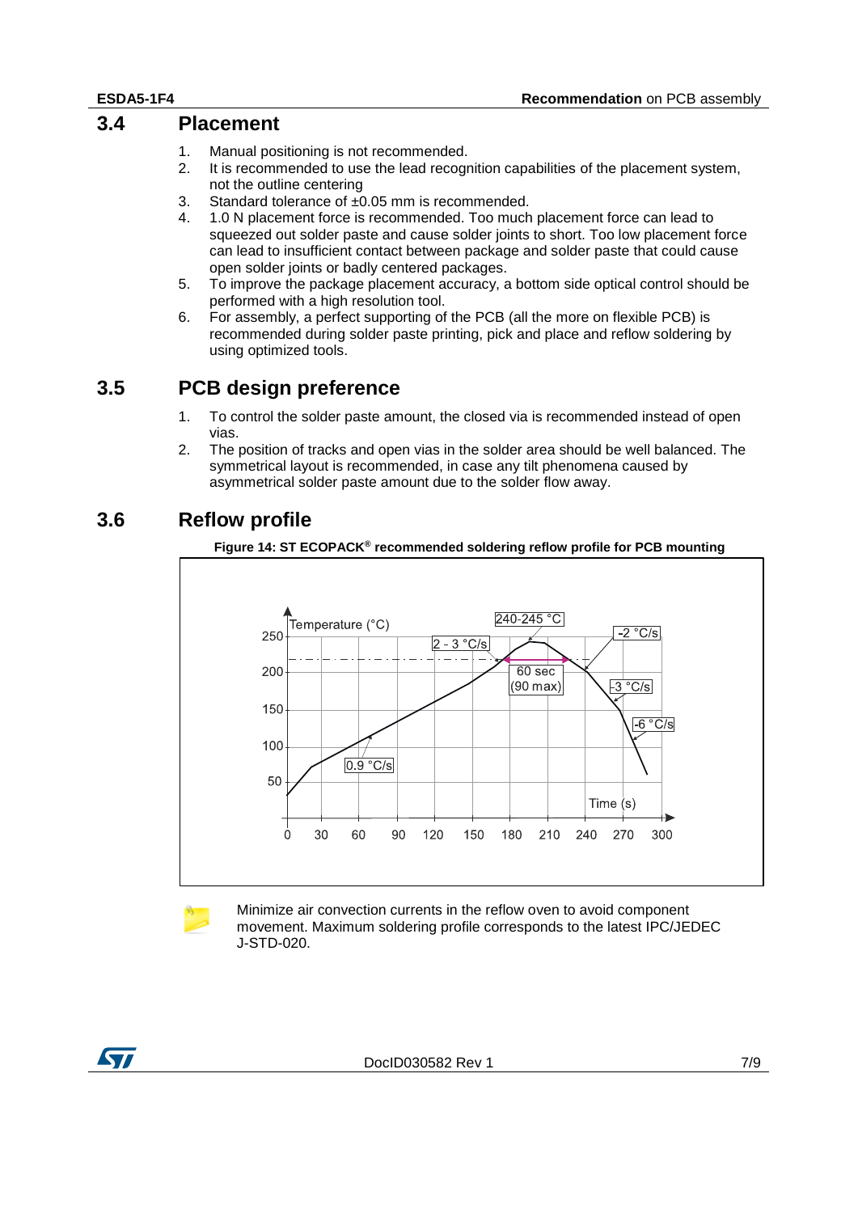## 3.4 Placement

1. Manual positioning is not recommended.
2. It is recommended to use the lead recognition capabilities of the placement system, not the outline centering
3. Standard tolerance of ±0.05 mm is recommended.
4. 1.0 N placement force is recommended. Too much placement force can lead to squeezed out solder paste and cause solder joints to short. Too low placement force can lead to insufficient contact between package and solder paste that could cause open solder joints or badly centered packages.
5. To improve the package placement accuracy, a bottom side optical control should be performed with a high resolution tool.
6. For assembly, a perfect supporting of the PCB (all the more on flexible PCB) is recommended during solder paste printing, pick and place and reflow soldering by using optimized tools.

## 3.5 PCB design preference

1. To control the solder paste amount, the closed via is recommended instead of open vias.
2. The position of tracks and open vias in the solder area should be well balanced. The symmetrical layout is recommended, in case any tilt phenomena caused by asymmetrical solder paste amount due to the solder flow away.

## 3.6 Reflow profile

**Figure 14: ST ECOPACK® recommended soldering reflow profile for PCB mounting**

Minimize air convection currents in the reflow oven to avoid component movement. Maximum soldering profile corresponds to the latest IPC/JEDEC J-STD-020.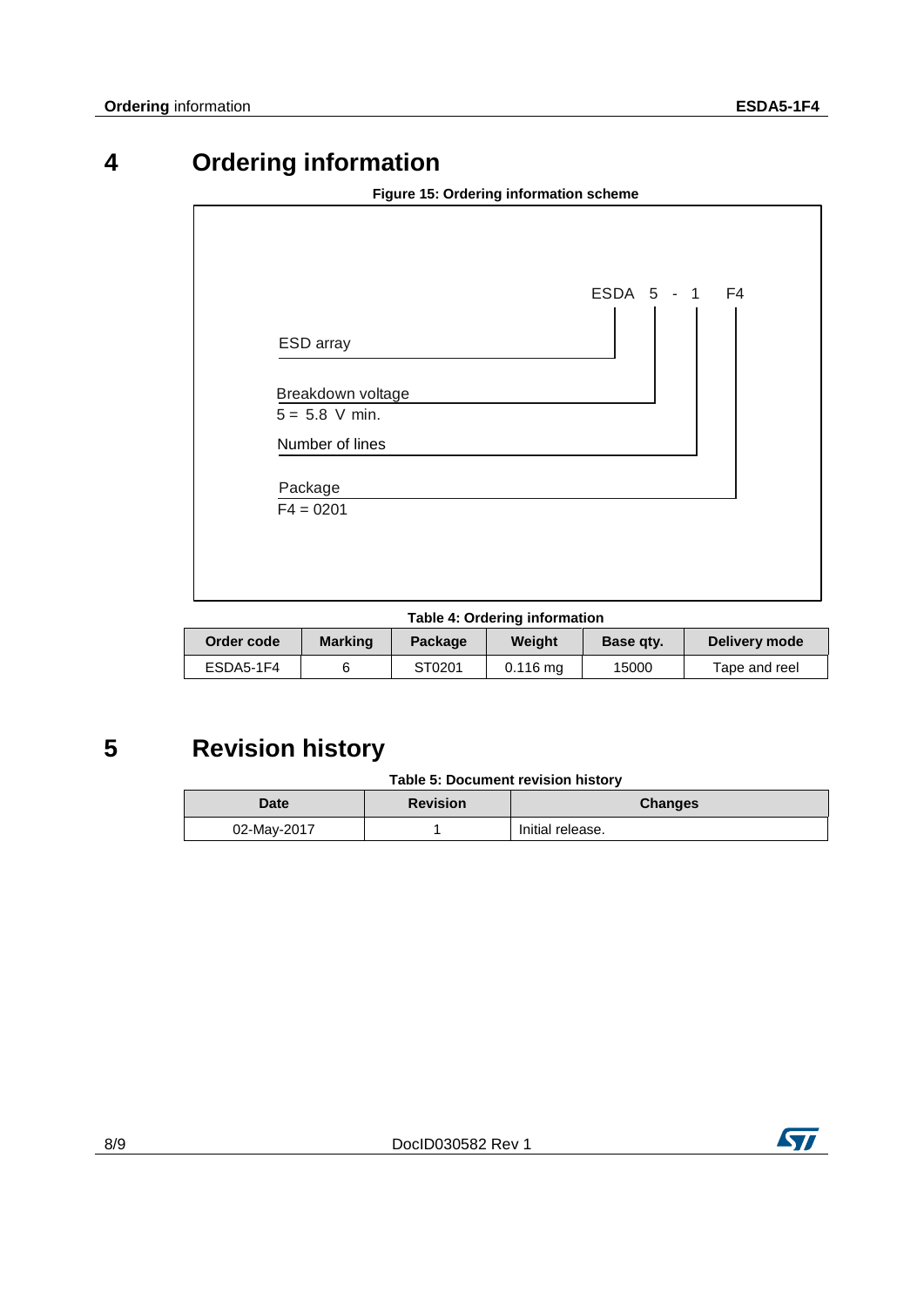# 4 Ordering information

**Figure 15: Ordering information scheme**

ESDA 5 - 1 F4

- ESD array
- Breakdown voltage
  5 = 5.8 V min.
- Number of lines
- Package
  F4 = 0201

**Table 4: Ordering information**

| Order code | Marking | Package | Weight | Base qty. | Delivery mode |
|---|---|---|---|---|---|
| ESDA5-1F4 | 6 | ST0201 | 0.116 mg | 15000 | Tape and reel |

# 5 Revision history

**Table 5: Document revision history**

| Date | Revision | Changes |
|---|---|---|
| 02-May-2017 | 1 | Initial release. |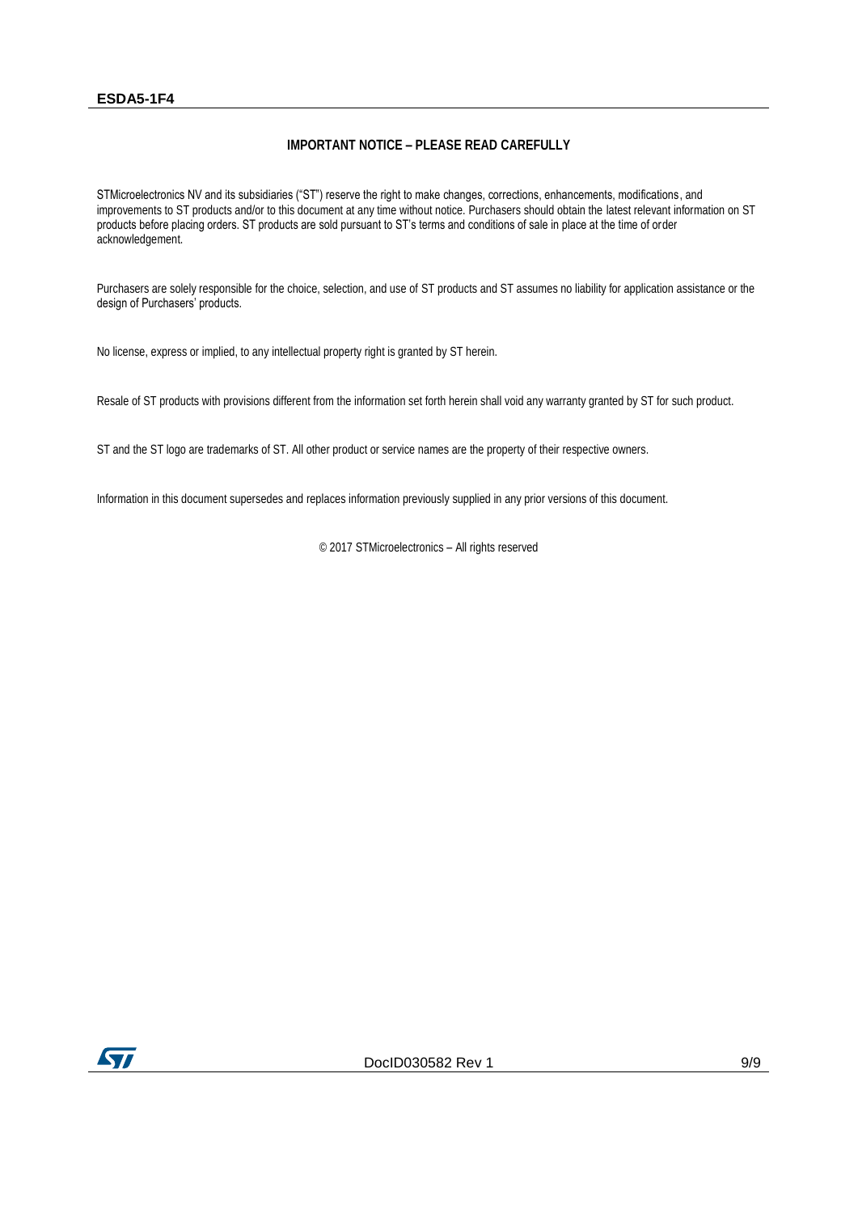**IMPORTANT NOTICE – PLEASE READ CAREFULLY**

STMicroelectronics NV and its subsidiaries ("ST") reserve the right to make changes, corrections, enhancements, modifications, and improvements to ST products and/or to this document at any time without notice. Purchasers should obtain the latest relevant information on ST products before placing orders. ST products are sold pursuant to ST's terms and conditions of sale in place at the time of order acknowledgement.

Purchasers are solely responsible for the choice, selection, and use of ST products and ST assumes no liability for application assistance or the design of Purchasers' products.

No license, express or implied, to any intellectual property right is granted by ST herein.

Resale of ST products with provisions different from the information set forth herein shall void any warranty granted by ST for such product.

ST and the ST logo are trademarks of ST. All other product or service names are the property of their respective owners.

Information in this document supersedes and replaces information previously supplied in any prior versions of this document.

© 2017 STMicroelectronics – All rights reserved